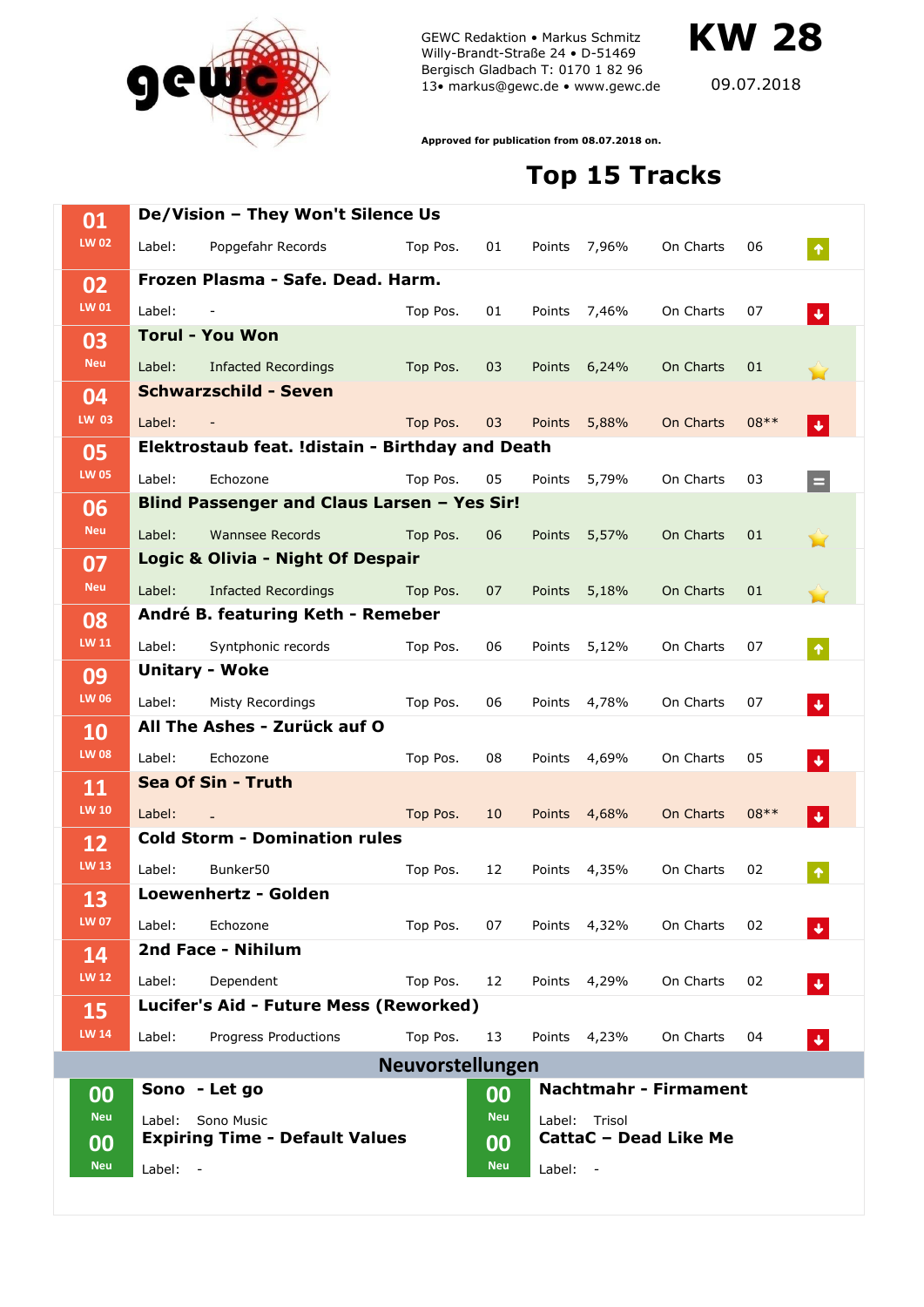GEWC Redaktion • Markus Schmitz
Willy-Brandt-Straße 24 • D-51469
Bergisch Gladbach T: 0170 1 82 96
13• markus@gewc.de • www.gewc.de

# KW 28

09.07.2018

**Approved for publication from 08.07.2018 on.**

## Top 15 Tracks

| Pos. | LW | Track | Label | Top Pos. | Points | On Charts | Trend |
|---|---|---|---|---|---|---|---|
| 01 | LW 02 | **De/Vision – They Won't Silence Us** | Popgefahr Records | 01 | 7,96% | 06 | ↑ |
| 02 | LW 01 | **Frozen Plasma - Safe. Dead. Harm.** | - | 01 | 7,46% | 07 | ↓ |
| 03 | Neu | **Torul - You Won** | Infacted Recordings | 03 | 6,24% | 01 | ★ |
| 04 | LW 03 | **Schwarzschild - Seven** | - | 03 | 5,88% | 08** | ↓ |
| 05 | LW 05 | **Elektrostaub feat. !distain - Birthday and Death** | Echozone | 05 | 5,79% | 03 | = |
| 06 | Neu | **Blind Passenger and Claus Larsen – Yes Sir!** | Wannsee Records | 06 | 5,57% | 01 | ★ |
| 07 | Neu | **Logic & Olivia - Night Of Despair** | Infacted Recordings | 07 | 5,18% | 01 | ★ |
| 08 | LW 11 | **André B. featuring Keth - Remeber** | Syntphonic records | 06 | 5,12% | 07 | ↑ |
| 09 | LW 06 | **Unitary - Woke** | Misty Recordings | 06 | 4,78% | 07 | ↓ |
| 10 | LW 08 | **All The Ashes - Zurück auf O** | Echozone | 08 | 4,69% | 05 | ↓ |
| 11 | LW 10 | **Sea Of Sin - Truth** | - | 10 | 4,68% | 08** | ↓ |
| 12 | LW 13 | **Cold Storm - Domination rules** | Bunker50 | 12 | 4,35% | 02 | ↑ |
| 13 | LW 07 | **Loewenhertz - Golden** | Echozone | 07 | 4,32% | 02 | ↓ |
| 14 | LW 12 | **2nd Face - Nihilum** | Dependent | 12 | 4,29% | 02 | ↓ |
| 15 | LW 14 | **Lucifer's Aid - Future Mess (Reworked)** | Progress Productions | 13 | 4,23% | 04 | ↓ |

## Neuvorstellungen

| Pos. | Track | Label |
|---|---|---|
| 00 Neu | **Sono - Let go** | Sono Music |
| 00 Neu | **Expiring Time - Default Values** | - |
| 00 Neu | **Nachtmahr - Firmament** | Trisol |
| 00 Neu | **CattaC – Dead Like Me** | - |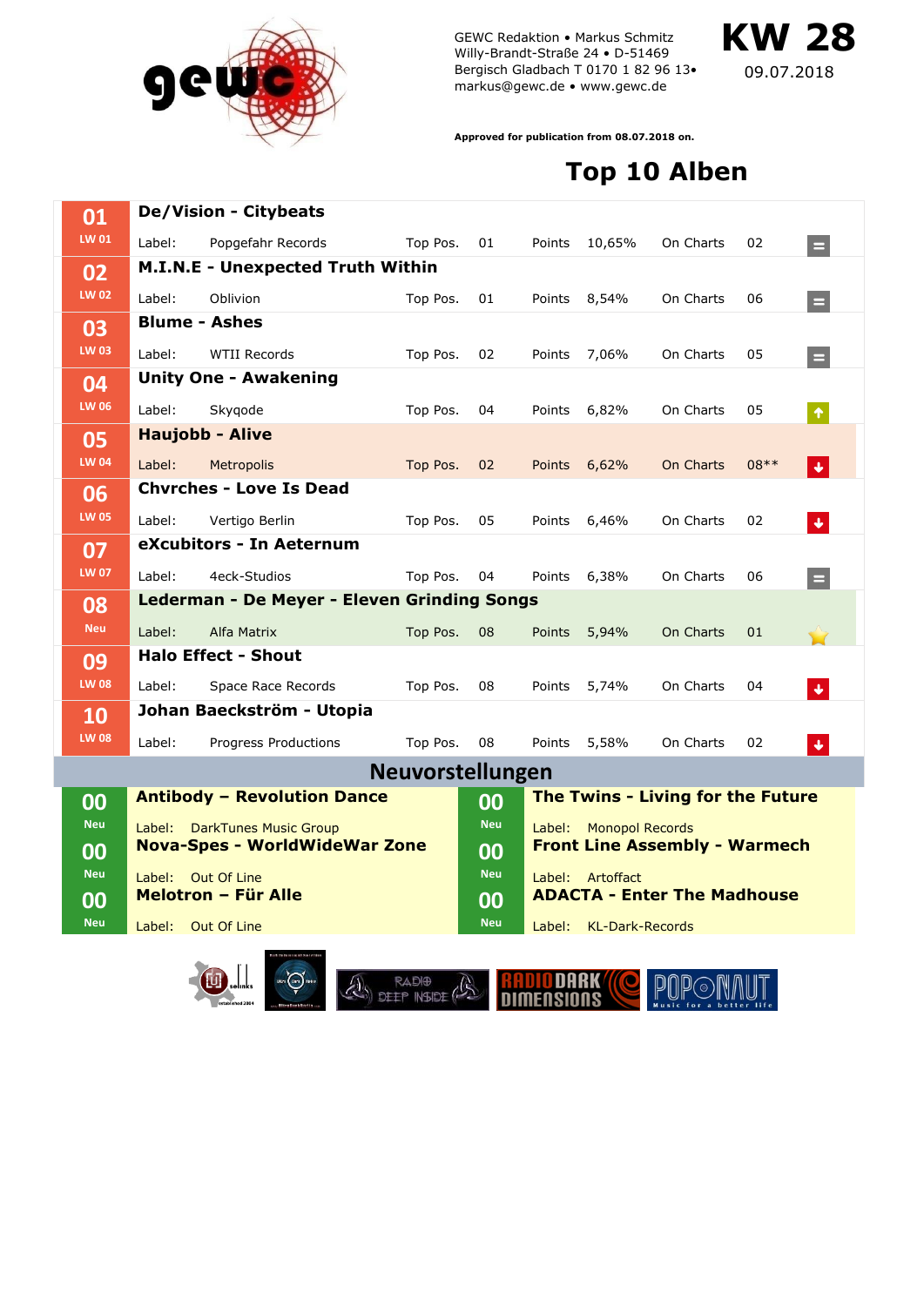GEWC Redaktion • Markus Schmitz
Willy-Brandt-Straße 24 • D-51469
Bergisch Gladbach T 0170 1 82 96 13•
markus@gewc.de • www.gewc.de

# KW 28

09.07.2018

**Approved for publication from 08.07.2018 on.**

## Top 10 Alben

| Pos. | LW | Artist - Album | Label | Top Pos. | Points | On Charts | Trend |
|---|---|---|---|---|---|---|---|
| 01 | LW 01 | **De/Vision - Citybeats** | Popgefahr Records | 01 | 10,65% | 02 | = |
| 02 | LW 02 | **M.I.N.E - Unexpected Truth Within** | Oblivion | 01 | 8,54% | 06 | = |
| 03 | LW 03 | **Blume - Ashes** | WTII Records | 02 | 7,06% | 05 | = |
| 04 | LW 06 | **Unity One - Awakening** | Skyqode | 04 | 6,82% | 05 | ↑ |
| 05 | LW 04 | **Haujobb - Alive** | Metropolis | 02 | 6,62% | 08** | ↓ |
| 06 | LW 05 | **Chvrches - Love Is Dead** | Vertigo Berlin | 05 | 6,46% | 02 | ↓ |
| 07 | LW 07 | **eXcubitors - In Aeternum** | 4eck-Studios | 04 | 6,38% | 06 | = |
| 08 | Neu | **Lederman - De Meyer - Eleven Grinding Songs** | Alfa Matrix | 08 | 5,94% | 01 | ★ |
| 09 | LW 08 | **Halo Effect - Shout** | Space Race Records | 08 | 5,74% | 04 | ↓ |
| 10 | LW 08 | **Johan Baeckström - Utopia** | Progress Productions | 08 | 5,58% | 02 | ↓ |

## Neuvorstellungen

| Pos. | | Artist - Album | Label |
|---|---|---|---|
| 00 | Neu | **Antibody – Revolution Dance** | DarkTunes Music Group |
| 00 | Neu | **Nova-Spes - WorldWideWar Zone** | Out Of Line |
| 00 | Neu | **Melotron – Für Alle** | Out Of Line |
| 00 | Neu | **The Twins - Living for the Future** | Monopol Records |
| 00 | Neu | **Front Line Assembly - Warmech** | Artoffact |
| 00 | Neu | **ADACTA - Enter The Madhouse** | KL-Dark-Records |